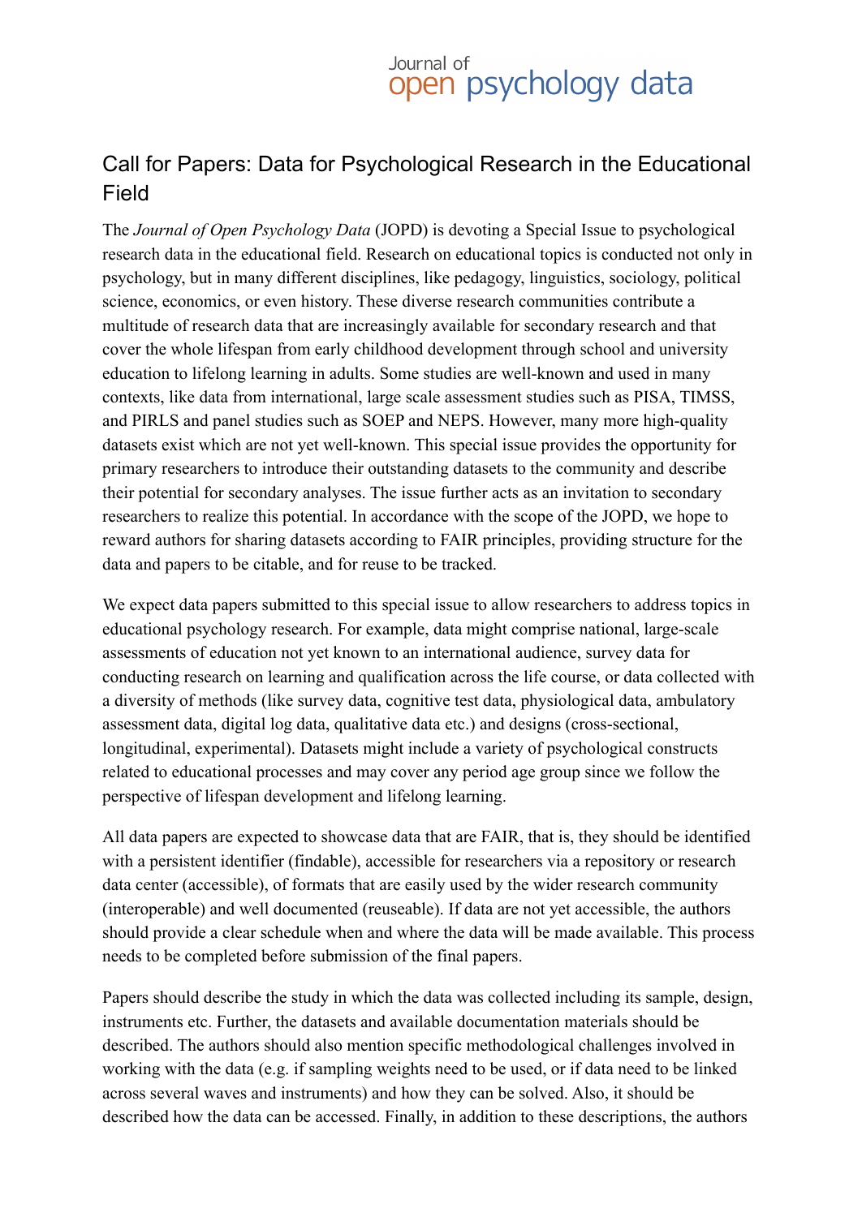Journal of open psychology data

# Call for Papers: Data for Psychological Research in the Educational Field

The *Journal of Open Psychology Data* (JOPD) is devoting a Special Issue to psychological research data in the educational field. Research on educational topics is conducted not only in psychology, but in many different disciplines, like pedagogy, linguistics, sociology, political science, economics, or even history. These diverse research communities contribute a multitude of research data that are increasingly available for secondary research and that cover the whole lifespan from early childhood development through school and university education to lifelong learning in adults. Some studies are well-known and used in many contexts, like data from international, large scale assessment studies such as PISA, TIMSS, and PIRLS and panel studies such as SOEP and NEPS. However, many more high-quality datasets exist which are not yet well-known. This special issue provides the opportunity for primary researchers to introduce their outstanding datasets to the community and describe their potential for secondary analyses. The issue further acts as an invitation to secondary researchers to realize this potential. In accordance with the scope of the JOPD, we hope to reward authors for sharing datasets according to FAIR principles, providing structure for the data and papers to be citable, and for reuse to be tracked.

We expect data papers submitted to this special issue to allow researchers to address topics in educational psychology research. For example, data might comprise national, large-scale assessments of education not yet known to an international audience, survey data for conducting research on learning and qualification across the life course, or data collected with a diversity of methods (like survey data, cognitive test data, physiological data, ambulatory assessment data, digital log data, qualitative data etc.) and designs (cross-sectional, longitudinal, experimental). Datasets might include a variety of psychological constructs related to educational processes and may cover any period age group since we follow the perspective of lifespan development and lifelong learning.

All data papers are expected to showcase data that are FAIR, that is, they should be identified with a persistent identifier (findable), accessible for researchers via a repository or research data center (accessible), of formats that are easily used by the wider research community (interoperable) and well documented (reuseable). If data are not yet accessible, the authors should provide a clear schedule when and where the data will be made available. This process needs to be completed before submission of the final papers.

Papers should describe the study in which the data was collected including its sample, design, instruments etc. Further, the datasets and available documentation materials should be described. The authors should also mention specific methodological challenges involved in working with the data (e.g. if sampling weights need to be used, or if data need to be linked across several waves and instruments) and how they can be solved. Also, it should be described how the data can be accessed. Finally, in addition to these descriptions, the authors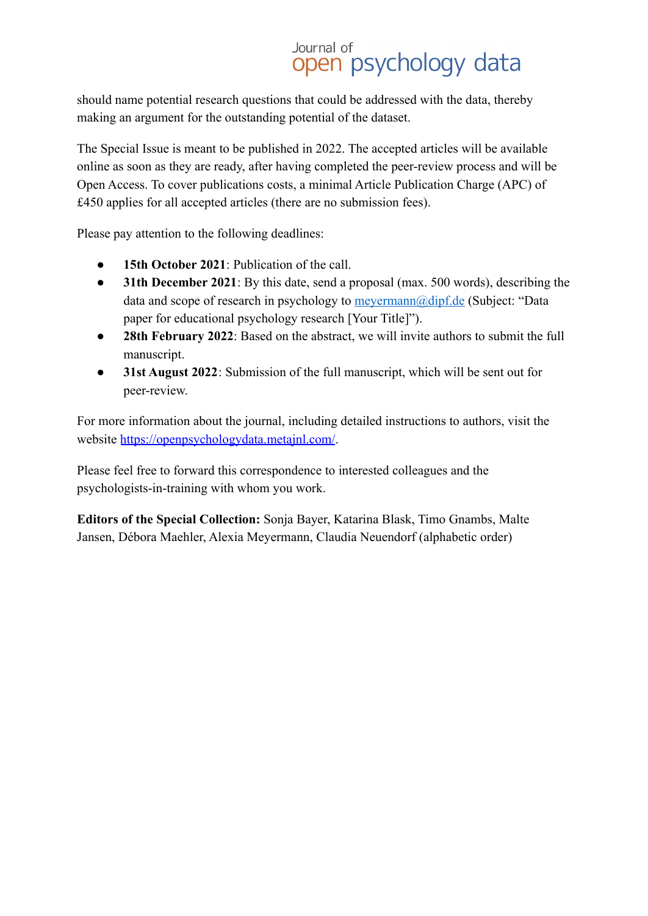should name potential research questions that could be addressed with the data, thereby making an argument for the outstanding potential of the dataset.

The Special Issue is meant to be published in 2022. The accepted articles will be available online as soon as they are ready, after having completed the peer-review process and will be Open Access. To cover publications costs, a minimal Article Publication Charge (APC) of £450 applies for all accepted articles (there are no submission fees).

Please pay attention to the following deadlines:

- **15th October 2021**: Publication of the call.
- **31th December 2021**: By this date, send a proposal (max. 500 words), describing the data and scope of research in psychology to meyermann@dipf.de (Subject: "Data paper for educational psychology research [Your Title]").
- **28th February 2022**: Based on the abstract, we will invite authors to submit the full manuscript.
- **31st August 2022**: Submission of the full manuscript, which will be sent out for peer-review.

For more information about the journal, including detailed instructions to authors, visit the website https://openpsychologydata.metajnl.com/.

Please feel free to forward this correspondence to interested colleagues and the psychologists-in-training with whom you work.

**Editors of the Special Collection:** Sonja Bayer, Katarina Blask, Timo Gnambs, Malte Jansen, Débora Maehler, Alexia Meyermann, Claudia Neuendorf (alphabetic order)